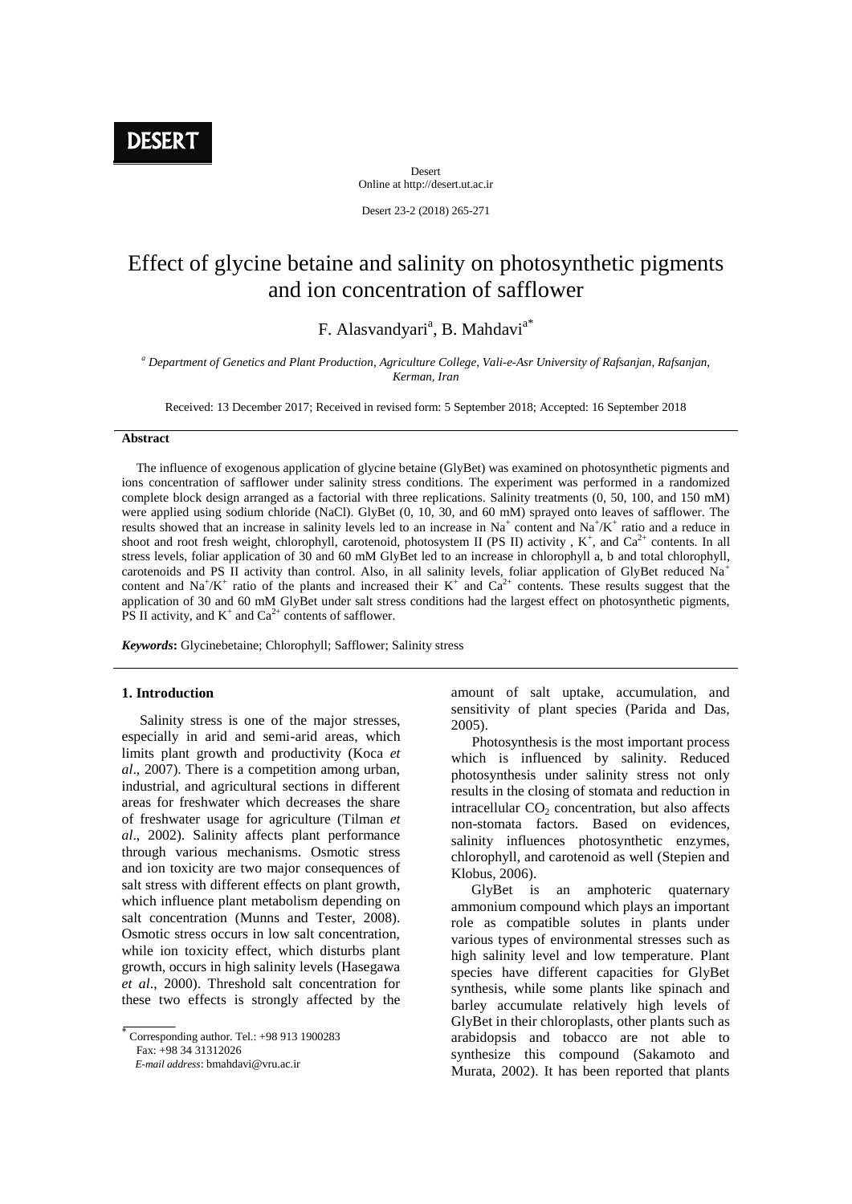DESERT

Desert
Online at http://desert.ut.ac.ir

Desert 23-2 (2018) 265-271

# Effect of glycine betaine and salinity on photosynthetic pigments and ion concentration of safflower

F. Alasvandyari[a], B. Mahdavi[a*]

[a] *Department of Genetics and Plant Production, Agriculture College, Vali-e-Asr University of Rafsanjan, Rafsanjan, Kerman, Iran*

Received: 13 December 2017; Received in revised form: 5 September 2018; Accepted: 16 September 2018

## Abstract

The influence of exogenous application of glycine betaine (GlyBet) was examined on photosynthetic pigments and ions concentration of safflower under salinity stress conditions. The experiment was performed in a randomized complete block design arranged as a factorial with three replications. Salinity treatments (0, 50, 100, and 150 mM) were applied using sodium chloride (NaCl). GlyBet (0, 10, 30, and 60 mM) sprayed onto leaves of safflower. The results showed that an increase in salinity levels led to an increase in $Na^+$ content and $Na^+/K^+$ ratio and a reduce in shoot and root fresh weight, chlorophyll, carotenoid, photosystem II (PS II) activity , $K^+$, and $Ca^{2+}$ contents. In all stress levels, foliar application of 30 and 60 mM GlyBet led to an increase in chlorophyll a, b and total chlorophyll, carotenoids and PS II activity than control. Also, in all salinity levels, foliar application of GlyBet reduced $Na^+$ content and $Na^+/K^+$ ratio of the plants and increased their $K^+$ and $Ca^{2+}$ contents. These results suggest that the application of 30 and 60 mM GlyBet under salt stress conditions had the largest effect on photosynthetic pigments, PS II activity, and $K^+$ and $Ca^{2+}$ contents of safflower.

***Keywords*:** Glycinebetaine; Chlorophyll; Safflower; Salinity stress

## 1. Introduction

Salinity stress is one of the major stresses, especially in arid and semi-arid areas, which limits plant growth and productivity (Koca *et al*., 2007). There is a competition among urban, industrial, and agricultural sections in different areas for freshwater which decreases the share of freshwater usage for agriculture (Tilman *et al*., 2002). Salinity affects plant performance through various mechanisms. Osmotic stress and ion toxicity are two major consequences of salt stress with different effects on plant growth, which influence plant metabolism depending on salt concentration (Munns and Tester, 2008). Osmotic stress occurs in low salt concentration, while ion toxicity effect, which disturbs plant growth, occurs in high salinity levels (Hasegawa *et al*., 2000). Threshold salt concentration for these two effects is strongly affected by the amount of salt uptake, accumulation, and sensitivity of plant species (Parida and Das, 2005).

Photosynthesis is the most important process which is influenced by salinity. Reduced photosynthesis under salinity stress not only results in the closing of stomata and reduction in intracellular $CO_2$ concentration, but also affects non-stomata factors. Based on evidences, salinity influences photosynthetic enzymes, chlorophyll, and carotenoid as well (Stepien and Klobus, 2006).

GlyBet is an amphoteric quaternary ammonium compound which plays an important role as compatible solutes in plants under various types of environmental stresses such as high salinity level and low temperature. Plant species have different capacities for GlyBet synthesis, while some plants like spinach and barley accumulate relatively high levels of GlyBet in their chloroplasts, other plants such as arabidopsis and tobacco are not able to synthesize this compound (Sakamoto and Murata, 2002). It has been reported that plants

[*] Corresponding author. Tel.: +98 913 1900283
Fax: +98 34 31312026
*E-mail address*: bmahdavi@vru.ac.ir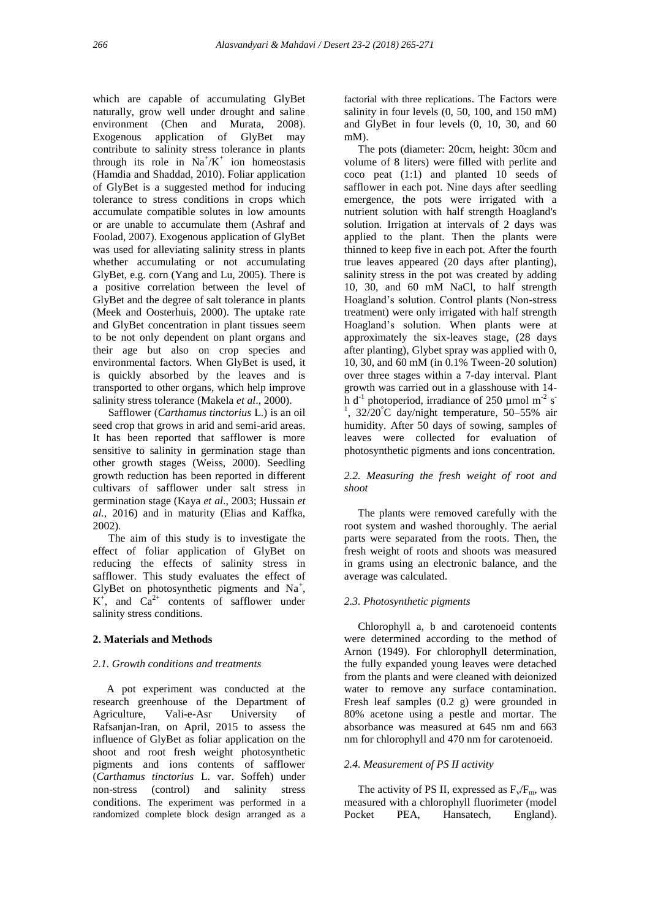which are capable of accumulating GlyBet naturally, grow well under drought and saline environment (Chen and Murata, 2008). Exogenous application of GlyBet may contribute to salinity stress tolerance in plants through its role in $Na^+/K^+$ ion homeostasis (Hamdia and Shaddad, 2010). Foliar application of GlyBet is a suggested method for inducing tolerance to stress conditions in crops which accumulate compatible solutes in low amounts or are unable to accumulate them (Ashraf and Foolad, 2007). Exogenous application of GlyBet was used for alleviating salinity stress in plants whether accumulating or not accumulating GlyBet, e.g. corn (Yang and Lu, 2005). There is a positive correlation between the level of GlyBet and the degree of salt tolerance in plants (Meek and Oosterhuis, 2000). The uptake rate and GlyBet concentration in plant tissues seem to be not only dependent on plant organs and their age but also on crop species and environmental factors. When GlyBet is used, it is quickly absorbed by the leaves and is transported to other organs, which help improve salinity stress tolerance (Makela *et al*., 2000).

Safflower (*Carthamus tinctorius* L.) is an oil seed crop that grows in arid and semi-arid areas. It has been reported that safflower is more sensitive to salinity in germination stage than other growth stages (Weiss, 2000). Seedling growth reduction has been reported in different cultivars of safflower under salt stress in germination stage (Kaya *et al*., 2003; Hussain *et al.*, 2016) and in maturity (Elias and Kaffka, 2002).

The aim of this study is to investigate the effect of foliar application of GlyBet on reducing the effects of salinity stress in safflower. This study evaluates the effect of GlyBet on photosynthetic pigments and $Na^+$, $K^+$, and $Ca^{2+}$ contents of safflower under salinity stress conditions.

## 2. Materials and Methods

### *2.1. Growth conditions and treatments*

A pot experiment was conducted at the research greenhouse of the Department of Agriculture, Vali-e-Asr University of Rafsanjan-Iran, on April, 2015 to assess the influence of GlyBet as foliar application on the shoot and root fresh weight photosynthetic pigments and ions contents of safflower (*Carthamus tinctorius* L. var. Soffeh) under non-stress (control) and salinity stress conditions. The experiment was performed in a randomized complete block design arranged as a factorial with three replications. The Factors were salinity in four levels (0, 50, 100, and 150 mM) and GlyBet in four levels (0, 10, 30, and 60 mM).

The pots (diameter: 20cm, height: 30cm and volume of 8 liters) were filled with perlite and coco peat (1:1) and planted 10 seeds of safflower in each pot. Nine days after seedling emergence, the pots were irrigated with a nutrient solution with half strength Hoagland's solution. Irrigation at intervals of 2 days was applied to the plant. Then the plants were thinned to keep five in each pot. After the fourth true leaves appeared (20 days after planting), salinity stress in the pot was created by adding 10, 30, and 60 mM NaCl, to half strength Hoagland's solution. Control plants (Non-stress treatment) were only irrigated with half strength Hoagland's solution. When plants were at approximately the six-leaves stage, (28 days after planting), Glybet spray was applied with 0, 10, 30, and 60 mM (in 0.1% Tween-20 solution) over three stages within a 7-day interval. Plant growth was carried out in a glasshouse with 14-h $d^{-1}$ photoperiod, irradiance of 250 µmol $m^{-2}$ $s^{-1}$, 32/20°C day/night temperature, 50–55% air humidity. After 50 days of sowing, samples of leaves were collected for evaluation of photosynthetic pigments and ions concentration.

### *2.2. Measuring the fresh weight of root and shoot*

The plants were removed carefully with the root system and washed thoroughly. The aerial parts were separated from the roots. Then, the fresh weight of roots and shoots was measured in grams using an electronic balance, and the average was calculated.

### *2.3. Photosynthetic pigments*

Chlorophyll a, b and carotenoeid contents were determined according to the method of Arnon (1949). For chlorophyll determination, the fully expanded young leaves were detached from the plants and were cleaned with deionized water to remove any surface contamination. Fresh leaf samples (0.2 g) were grounded in 80% acetone using a pestle and mortar. The absorbance was measured at 645 nm and 663 nm for chlorophyll and 470 nm for carotenoeid.

### *2.4. Measurement of PS II activity*

The activity of PS II, expressed as $F_v/F_m$, was measured with a chlorophyll fluorimeter (model Pocket PEA, Hansatech, England).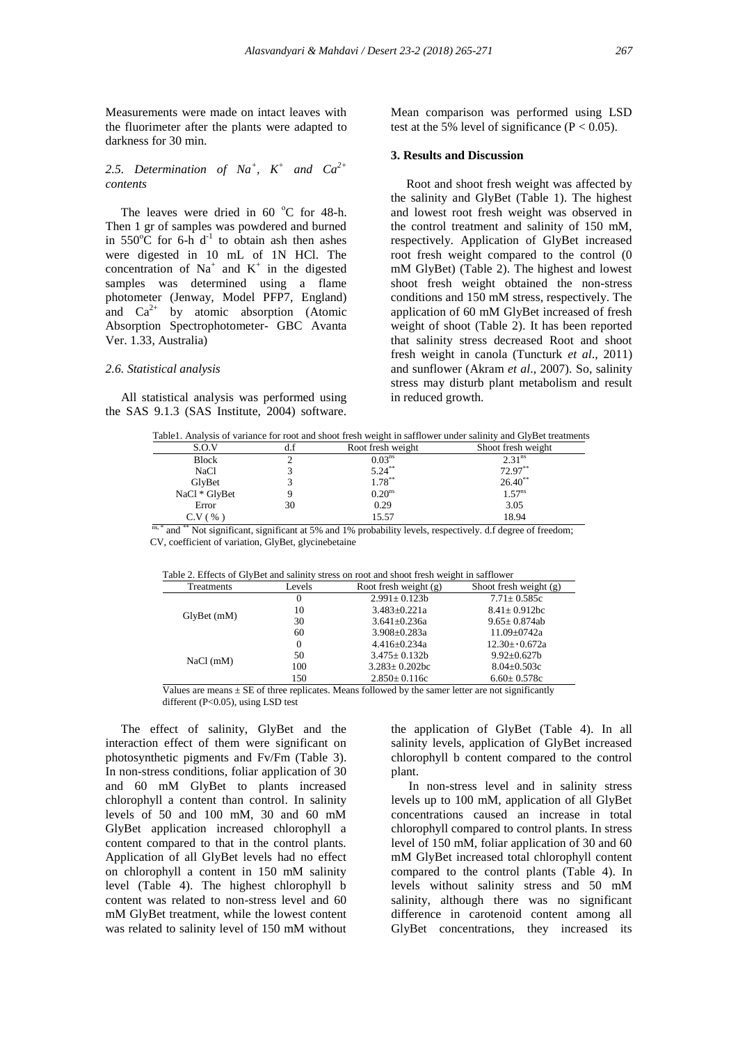Measurements were made on intact leaves with the fluorimeter after the plants were adapted to darkness for 30 min.

### 2.5. Determination of $Na^+$, $K^+$ and $Ca^{2+}$ contents

The leaves were dried in 60 °C for 48-h. Then 1 gr of samples was powdered and burned in 550°C for 6-h $d^{-1}$ to obtain ash then ashes were digested in 10 mL of 1N HCl. The concentration of $Na^+$ and $K^+$ in the digested samples was determined using a flame photometer (Jenway, Model PFP7, England) and $Ca^{2+}$ by atomic absorption (Atomic Absorption Spectrophotometer- GBC Avanta Ver. 1.33, Australia)

### 2.6. Statistical analysis

All statistical analysis was performed using the SAS 9.1.3 (SAS Institute, 2004) software. Mean comparison was performed using LSD test at the 5% level of significance ($P < 0.05$).

## 3. Results and Discussion

Root and shoot fresh weight was affected by the salinity and GlyBet (Table 1). The highest and lowest root fresh weight was observed in the control treatment and salinity of 150 mM, respectively. Application of GlyBet increased root fresh weight compared to the control (0 mM GlyBet) (Table 2). The highest and lowest shoot fresh weight obtained the non-stress conditions and 150 mM stress, respectively. The application of 60 mM GlyBet increased of fresh weight of shoot (Table 2). It has been reported that salinity stress decreased Root and shoot fresh weight in canola (Tuncturk *et al*., 2011) and sunflower (Akram *et al*., 2007). So, salinity stress may disturb plant metabolism and result in reduced growth.

Table1. Analysis of variance for root and shoot fresh weight in safflower under salinity and GlyBet treatments

| S.O.V | d.f | Root fresh weight | Shoot fresh weight |
|---|---|---|---|
| Block | 2 | $0.03^{ns}$ | $2.31^{ns}$ |
| NaCl | 3 | $5.24^{**}$ | $72.97^{**}$ |
| GlyBet | 3 | $1.78^{**}$ | $26.40^{**}$ |
| NaCl * GlyBet | 9 | $0.20^{ns}$ | $1.57^{ns}$ |
| Error | 30 | 0.29 | 3.05 |
| C.V ( % ) | | 15.57 | 18.94 |

$^{ns, *}$ and $^{**}$ Not significant, significant at 5% and 1% probability levels, respectively. d.f degree of freedom; CV, coefficient of variation, GlyBet, glycinebetaine

Table 2. Effects of GlyBet and salinity stress on root and shoot fresh weight in safflower

| Treatments | Levels | Root fresh weight (g) | Shoot fresh weight (g) |
|---|---|---|---|
| GlyBet (mM) | 0 | 2.991± 0.123b | 7.71± 0.585c |
| | 10 | 3.483±0.221a | 8.41± 0.912bc |
| | 30 | 3.641±0.236a | 9.65± 0.874ab |
| | 60 | 3.908±0.283a | 11.09±0742a |
| NaCl (mM) | 0 | 4.416±0.234a | 12.30±·0.672a |
| | 50 | 3.475± 0.132b | 9.92±0.627b |
| | 100 | 3.283± 0.202bc | 8.04±0.503c |
| | 150 | 2.850± 0.116c | 6.60± 0.578c |

Values are means ± SE of three replicates. Means followed by the samer letter are not significantly different (P<0.05), using LSD test

The effect of salinity, GlyBet and the interaction effect of them were significant on photosynthetic pigments and Fv/Fm (Table 3). In non-stress conditions, foliar application of 30 and 60 mM GlyBet to plants increased chlorophyll a content than control. In salinity levels of 50 and 100 mM, 30 and 60 mM GlyBet application increased chlorophyll a content compared to that in the control plants. Application of all GlyBet levels had no effect on chlorophyll a content in 150 mM salinity level (Table 4). The highest chlorophyll b content was related to non-stress level and 60 mM GlyBet treatment, while the lowest content was related to salinity level of 150 mM without the application of GlyBet (Table 4). In all salinity levels, application of GlyBet increased chlorophyll b content compared to the control plant.

In non-stress level and in salinity stress levels up to 100 mM, application of all GlyBet concentrations caused an increase in total chlorophyll compared to control plants. In stress level of 150 mM, foliar application of 30 and 60 mM GlyBet increased total chlorophyll content compared to the control plants (Table 4). In levels without salinity stress and 50 mM salinity, although there was no significant difference in carotenoid content among all GlyBet concentrations, they increased its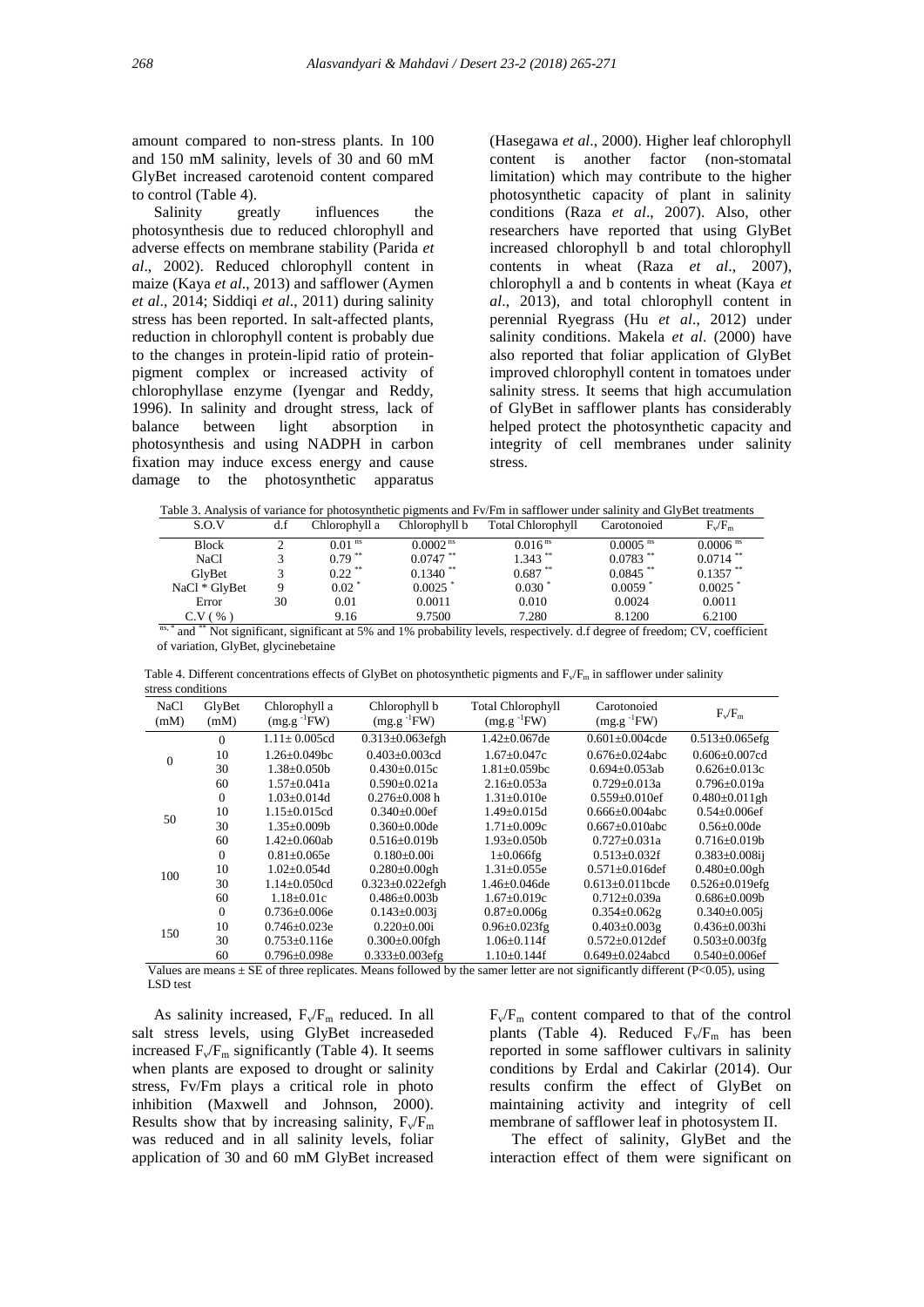amount compared to non-stress plants. In 100 and 150 mM salinity, levels of 30 and 60 mM GlyBet increased carotenoid content compared to control (Table 4).

Salinity greatly influences the photosynthesis due to reduced chlorophyll and adverse effects on membrane stability (Parida *et al*., 2002). Reduced chlorophyll content in maize (Kaya *et al*., 2013) and safflower (Aymen *et al*., 2014; Siddiqi *et al*., 2011) during salinity stress has been reported. In salt-affected plants, reduction in chlorophyll content is probably due to the changes in protein-lipid ratio of protein-pigment complex or increased activity of chlorophyllase enzyme (Iyengar and Reddy, 1996). In salinity and drought stress, lack of balance between light absorption in photosynthesis and using NADPH in carbon fixation may induce excess energy and cause damage to the photosynthetic apparatus (Hasegawa *et al*., 2000). Higher leaf chlorophyll content is another factor (non-stomatal limitation) which may contribute to the higher photosynthetic capacity of plant in salinity conditions (Raza *et al*., 2007). Also, other researchers have reported that using GlyBet increased chlorophyll b and total chlorophyll contents in wheat (Raza *et al*., 2007), chlorophyll a and b contents in wheat (Kaya *et al*., 2013), and total chlorophyll content in perennial Ryegrass (Hu *et al*., 2012) under salinity conditions. Makela *et al*. (2000) have also reported that foliar application of GlyBet improved chlorophyll content in tomatoes under salinity stress. It seems that high accumulation of GlyBet in safflower plants has considerably helped protect the photosynthetic capacity and integrity of cell membranes under salinity stress.

Table 3. Analysis of variance for photosynthetic pigments and Fv/Fm in safflower under salinity and GlyBet treatments

| S.O.V | d.f | Chlorophyll a | Chlorophyll b | Total Chlorophyll | Carotonoied | $F_v/F_m$ |
|---|---|---|---|---|---|---|
| Block | 2 | 0.01 $^{ns}$ | 0.0002 $^{ns}$ | 0.016 $^{ns}$ | 0.0005 $^{ns}$ | 0.0006 $^{ns}$ |
| NaCl | 3 | 0.79 $^{**}$ | 0.0747 $^{**}$ | 1.343 $^{**}$ | 0.0783 $^{**}$ | 0.0714 $^{**}$ |
| GlyBet | 3 | 0.22 $^{**}$ | 0.1340 $^{**}$ | 0.687 $^{**}$ | 0.0845 $^{**}$ | 0.1357 $^{**}$ |
| NaCl * GlyBet | 9 | 0.02 $^{*}$ | 0.0025 $^{*}$ | 0.030 $^{*}$ | 0.0059 $^{*}$ | 0.0025 $^{*}$ |
| Error | 30 | 0.01 | 0.0011 | 0.010 | 0.0024 | 0.0011 |
| C.V ( % ) | | 9.16 | 9.7500 | 7.280 | 8.1200 | 6.2100 |

$^{ns, *}$ and $^{**}$ Not significant, significant at 5% and 1% probability levels, respectively. d.f degree of freedom; CV, coefficient of variation, GlyBet, glycinebetaine

Table 4. Different concentrations effects of GlyBet on photosynthetic pigments and $F_v/F_m$ in safflower under salinity stress conditions

| NaCl (mM) | GlyBet (mM) | Chlorophyll a ($mg.g^{-1}FW$) | Chlorophyll b ($mg.g^{-1}FW$) | Total Chlorophyll ($mg.g^{-1}FW$) | Carotonoied ($mg.g^{-1}FW$) | $F_v/F_m$ |
|---|---|---|---|---|---|---|
| 0 | 0 | 1.11± 0.005cd | 0.313±0.063efgh | 1.42±0.067de | 0.601±0.004cde | 0.513±0.065efg |
| | 10 | 1.26±0.049bc | 0.403±0.003cd | 1.67±0.047c | 0.676±0.024abc | 0.606±0.007cd |
| | 30 | 1.38±0.050b | 0.430±0.015c | 1.81±0.059bc | 0.694±0.053ab | 0.626±0.013c |
| | 60 | 1.57±0.041a | 0.590±0.021a | 2.16±0.053a | 0.729±0.013a | 0.796±0.019a |
| 50 | 0 | 1.03±0.014d | 0.276±0.008 h | 1.31±0.010e | 0.559±0.010ef | 0.480±0.011gh |
| | 10 | 1.15±0.015cd | 0.340±0.00ef | 1.49±0.015d | 0.666±0.004abc | 0.54±0.006ef |
| | 30 | 1.35±0.009b | 0.360±0.00de | 1.71±0.009c | 0.667±0.010abc | 0.56±0.00de |
| | 60 | 1.42±0.060ab | 0.516±0.019b | 1.93±0.050b | 0.727±0.031a | 0.716±0.019b |
| 100 | 0 | 0.81±0.065e | 0.180±0.00i | 1±0.066fg | 0.513±0.032f | 0.383±0.008ij |
| | 10 | 1.02±0.054d | 0.280±0.00gh | 1.31±0.055e | 0.571±0.016def | 0.480±0.00gh |
| | 30 | 1.14±0.050cd | 0.323±0.022efgh | 1.46±0.046de | 0.613±0.011bcde | 0.526±0.019efg |
| | 60 | 1.18±0.01c | 0.486±0.003b | 1.67±0.019c | 0.712±0.039a | 0.686±0.009b |
| 150 | 0 | 0.736±0.006e | 0.143±0.003j | 0.87±0.006g | 0.354±0.062g | 0.340±0.005j |
| | 10 | 0.746±0.023e | 0.220±0.00i | 0.96±0.023fg | 0.403±0.003g | 0.436±0.003hi |
| | 30 | 0.753±0.116e | 0.300±0.00fgh | 1.06±0.114f | 0.572±0.012def | 0.503±0.003fg |
| | 60 | 0.796±0.098e | 0.333±0.003efg | 1.10±0.144f | 0.649±0.024abcd | 0.540±0.006ef |

Values are means ± SE of three replicates. Means followed by the samer letter are not significantly different (P<0.05), using LSD test

As salinity increased, $F_v/F_m$ reduced. In all salt stress levels, using GlyBet increaseded increased $F_v/F_m$ significantly (Table 4). It seems when plants are exposed to drought or salinity stress, Fv/Fm plays a critical role in photo inhibition (Maxwell and Johnson, 2000). Results show that by increasing salinity, $F_v/F_m$ was reduced and in all salinity levels, foliar application of 30 and 60 mM GlyBet increased $F_v/F_m$ content compared to that of the control plants (Table 4). Reduced $F_v/F_m$ has been reported in some safflower cultivars in salinity conditions by Erdal and Cakirlar (2014). Our results confirm the effect of GlyBet on maintaining activity and integrity of cell membrane of safflower leaf in photosystem II.

The effect of salinity, GlyBet and the interaction effect of them were significant on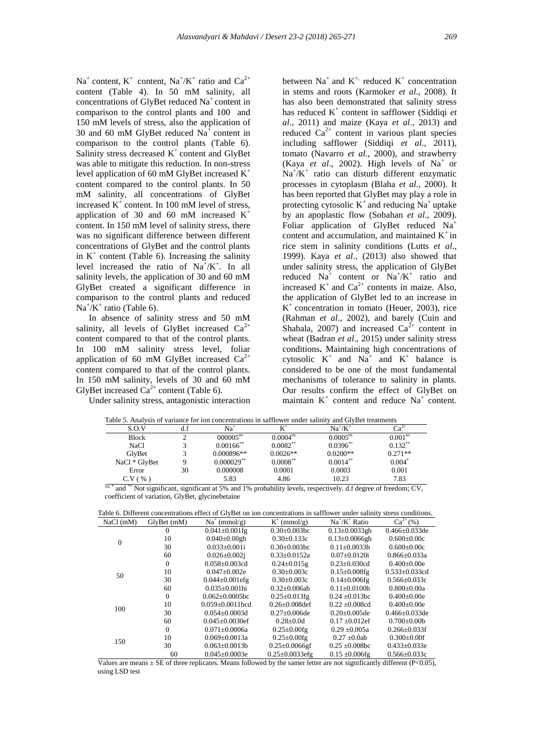$Na^+$ content, $K^+$ content, $Na^+/K^+$ ratio and $Ca^{2+}$ content (Table 4). In 50 mM salinity, all concentrations of GlyBet reduced $Na^+$ content in comparison to the control plants and 100 and 150 mM levels of stress, also the application of 30 and 60 mM GlyBet reduced $Na^+$ content in comparison to the control plants (Table 6). Salinity stress decreased $K^+$ content and GlyBet was able to mitigate this reduction. In non-stress level application of 60 mM GlyBet increased $K^+$ content compared to the control plants. In 50 mM salinity, all concentrations of GlyBet increased $K^+$ content. In 100 mM level of stress, application of 30 and 60 mM increased $K^+$ content. In 150 mM level of salinity stress, there was no significant difference between different concentrations of GlyBet and the control plants in $K^+$ content (Table 6). Increasing the salinity level increased the ratio of $Na^+/K^+$. In all salinity levels, the application of 30 and 60 mM GlyBet created a significant difference in comparison to the control plants and reduced $Na^+/K^+$ ratio (Table 6).

In absence of salinity stress and 50 mM salinity, all levels of GlyBet increased $Ca^{2+}$ content compared to that of the control plants. In 100 mM salinity stress level, foliar application of 60 mM GlyBet increased $Ca^{2+}$ content compared to that of the control plants. In 150 mM salinity, levels of 30 and 60 mM GlyBet increased $Ca^{2+}$ content (Table 6).

Under salinity stress, antagonistic interaction between $Na^+$ and $K^+$, reduced $K^+$ concentration in stems and roots (Karmoker *et al*., 2008). It has also been demonstrated that salinity stress has reduced $K^+$ content in safflower (Siddiqi *et al*., 2011) and maize (Kaya *et al*., 2013) and reduced $Ca^{2+}$ content in various plant species including safflower (Siddiqi *et al*., 2011), tomato (Navarro *et al*., 2000), and strawberry (Kaya *et al*., 2002). High levels of $Na^+$ or $Na^+/K^+$ ratio can disturb different enzymatic processes in cytoplasm (Blaha *et al.*, 2000). It has been reported that GlyBet may play a role in protecting cytosolic $K^+$ and reducing $Na^+$ uptake by an apoplastic flow (Sobahan *et al*., 2009). Foliar application of GlyBet reduced $Na^+$ content and accumulation, and maintained $K^+$ in rice stem in salinity conditions (Lutts *et al*., 1999). Kaya *et al*., (2013) also showed that under salinity stress, the application of GlyBet reduced $Na^+$ content or $Na^+/K^+$ ratio and increased $K^+$ and $Ca^{2+}$ contents in maize. Also, the application of GlyBet led to an increase in $K^+$ concentration in tomato (Heuer, 2003), rice (Rahman *et al*., 2002), and barely (Cuin and Shabala, 2007) and increased $Ca^{2+}$ content in wheat (Badran *et al*., 2015) under salinity stress conditions**.** Maintaining high concentrations of cytosolic $K^+$ and $Na^+$ and $K^+$ balance is considered to be one of the most fundamental mechanisms of tolerance to salinity in plants. Our results confirm the effect of GlyBet on maintain $K^+$ content and reduce $Na^+$ content.

Table 5. Analysis of variance for ion concentrations in safflower under salinity and GlyBet treatments

| S.O.V | d.f | $Na^+$ | $K^+$ | $Na^+/K^+$ | $Ca^{2+}$ |
|---|---|---|---|---|---|
| Block | 2 | $000005^{ns}$ | $0.0004^{ns}$ | $0.0005^{ns}$ | $0.001^{ns}$ |
| NaCl | 3 | $0.00166^{**}$ | $0.0082^{**}$ | $0.0396^{**}$ | $0.132^{**}$ |
| GlyBet | 3 | 0.000896** | 0.0026** | 0.0200** | 0.271** |
| NaCl * GlyBet | 9 | $0.000029^{**}$ | $0.0008^{**}$ | $0.0014^{**}$ | $0.004^{*}$ |
| Error | 30 | 0.000008 | 0.0001 | 0.0003 | 0.001 |
| C.V ( % ) | | 5.83 | 4.86 | 10.23 | 7.83 |

ns, * and ** Not significant, significant at 5% and 1% probability levels, respectively. d.f degree of freedom; CV, coefficient of variation, GlyBet, glycinebetaine

Table 6. Different concentrations effect of GlyBet on ion concentrations in safflower under salinity stress conditions.

| NaCl (mM) | GlyBet (mM) | $Na^+$ (mmol/g) | $K^+$ (mmol/g) | $Na^+/K^+$ Ratio | $Ca^{2+}$ (%) |
|---|---|---|---|---|---|
| 0 | 0 | 0.041±0.001fg | 0.30±0.003bc | 0.13±0.0033gh | 0.466±0.033de |
| | 10 | 0.040±0.00gh | 0.30±0.133c | 0.13±0.0066gh | 0.600±0.00c |
| | 30 | 0.033±0.001i | 0.30±0.003bc | 0.11±0.0033h | 0.600±0.00c |
| | 60 | 0.026±0.002j | 0.33±0.0152a | 0.07±0.0120i | 0.866±0.033a |
| 50 | 0 | 0.058±0.003cd | 0.24±0.015g | 0.23±0.030cd | 0.400±0.00e |
| | 10 | 0.047±0.002e | 0.30±0.003c | 0.15±0.008fg | 0.533±0.033cd |
| | 30 | 0.044±0.001efg | 0.30±0.003c | 0.14±0.006fg | 0.566±0.033c |
| | 60 | 0.035±0.001hi | 0.32±0.006ab | 0.11±0.0100h | 0.800±0.00a |
| 100 | 0 | 0.062±0.0005bc | 0.25±0.013fg | 0.24 ±0.013bc | 0.400±0.00e |
| | 10 | 0.059±0.0011bcd | 0.26±0.008def | 0.22 ±0.008cd | 0.400±0.00e |
| | 30 | 0.054±0.0003d | 0.27±0.006de | 0.20±0.005de | 0.466±0.033de |
| | 60 | 0.045±0.0030ef | 0.28±0.0d | 0.17 ±0.012ef | 0.700±0.00b |
| 150 | 0 | 0.071±0.0006a | 0.25±0.00fg | 0.29 ±0.005a | 0.266±0.033f |
| | 10 | 0.069±0.0013a | 0.25±0.00fg | 0.27 ±0.0ab | 0.300±0.00f |
| | 30 | 0.063±0.0013b | 0.25±0.0066gf | 0.25 ±0.008bc | 0.433±0.033e |
| | 60 | 0.045±0.0003e | 0.25±0.0033efg | 0.15 ±0.006fg | 0.566±0.033c |

Values are means ± SE of three replicates. Means followed by the samer letter are not significantly different (P<0.05), using LSD test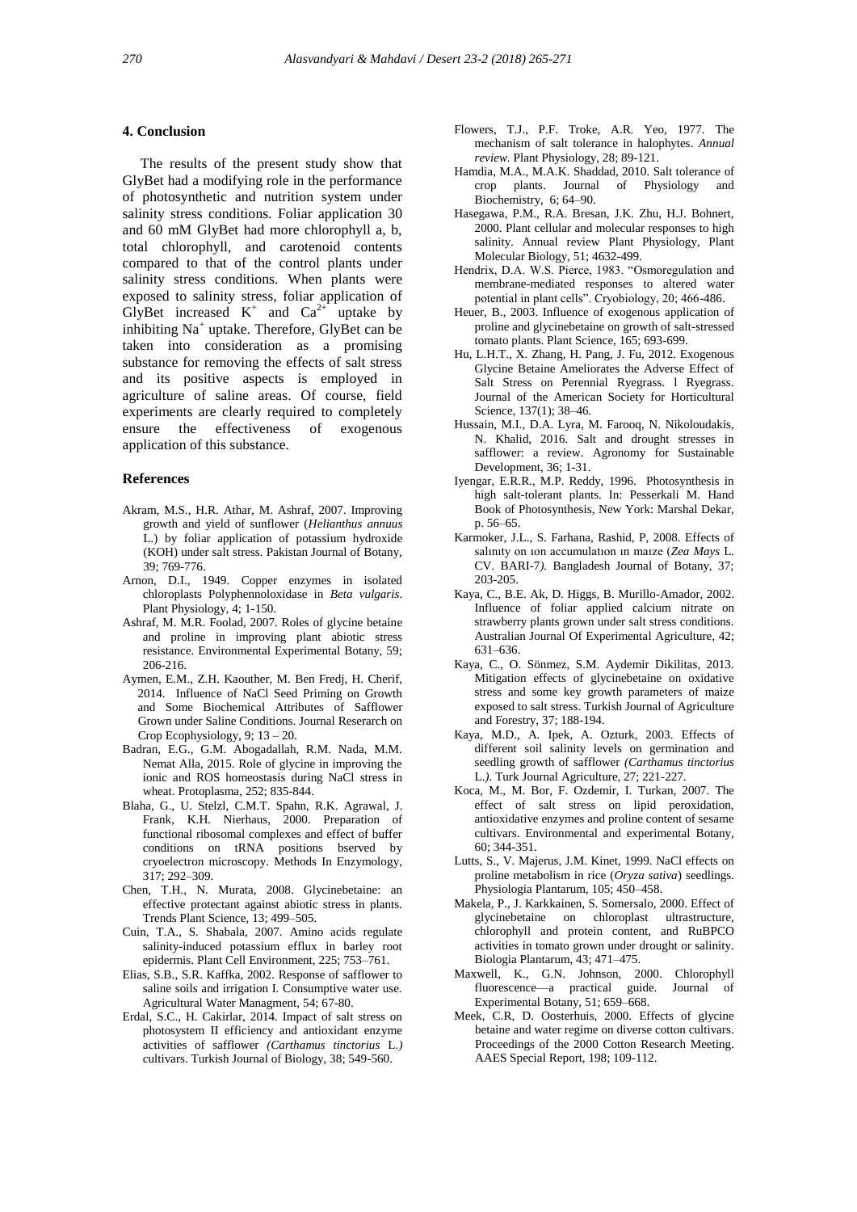## 4. Conclusion

The results of the present study show that GlyBet had a modifying role in the performance of photosynthetic and nutrition system under salinity stress conditions. Foliar application 30 and 60 mM GlyBet had more chlorophyll a, b, total chlorophyll, and carotenoid contents compared to that of the control plants under salinity stress conditions. When plants were exposed to salinity stress, foliar application of GlyBet increased $K^+$ and $Ca^{2+}$ uptake by inhibiting $Na^+$ uptake. Therefore, GlyBet can be taken into consideration as a promising substance for removing the effects of salt stress and its positive aspects is employed in agriculture of saline areas. Of course, field experiments are clearly required to completely ensure the effectiveness of exogenous application of this substance.

## References

- Akram, M.S., H.R. Athar, M. Ashraf, 2007. Improving growth and yield of sunflower (*Helianthus annuus* L.) by foliar application of potassium hydroxide (KOH) under salt stress. Pakistan Journal of Botany, 39; 769-776.
- Arnon, D.I., 1949. Copper enzymes in isolated chloroplasts Polyphennoloxidase in *Beta vulgaris*. Plant Physiology, 4; 1-150.
- Ashraf, M. M.R. Foolad, 2007. Roles of glycine betaine and proline in improving plant abiotic stress resistance. Environmental Experimental Botany, 59; 206-216.
- Aymen, E.M., Z.H. Kaouther, M. Ben Fredj, H. Cherif, 2014. Influence of NaCl Seed Priming on Growth and Some Biochemical Attributes of Safflower Grown under Saline Conditions. Journal Reserarch on Crop Ecophysiology, 9; 13 – 20.
- Badran, E.G., G.M. Abogadallah, R.M. Nada, M.M. Nemat Alla, 2015. Role of glycine in improving the ionic and ROS homeostasis during NaCl stress in wheat. Protoplasma, 252; 835-844.
- Blaha, G., U. Stelzl, C.M.T. Spahn, R.K. Agrawal, J. Frank, K.H. Nierhaus, 2000. Preparation of functional ribosomal complexes and effect of buffer conditions on tRNA positions bserved by cryoelectron microscopy. Methods In Enzymology, 317; 292–309.
- Chen, T.H., N. Murata, 2008. Glycinebetaine: an effective protectant against abiotic stress in plants. Trends Plant Science, 13; 499–505.
- Cuin, T.A., S. Shabala, 2007. Amino acids regulate salinity-induced potassium efflux in barley root epidermis. Plant Cell Environment, 225; 753–761.
- Elias, S.B., S.R. Kaffka, 2002. Response of safflower to saline soils and irrigation I. Consumptive water use. Agricultural Water Managment, 54; 67-80.
- Erdal, S.C., H. Cakirlar, 2014. Impact of salt stress on photosystem II efficiency and antioxidant enzyme activities of safflower *(Carthamus tinctorius* L.*)* cultivars. Turkish Journal of Biology, 38; 549-560.
- Flowers, T.J., P.F. Troke, A.R. Yeo, 1977. The mechanism of salt tolerance in halophytes. *Annual review.* Plant Physiology, 28; 89-121.
- Hamdia, M.A., M.A.K. Shaddad, 2010. Salt tolerance of crop plants. Journal of Physiology and Biochemistry, 6; 64–90.
- Hasegawa, P.M., R.A. Bresan, J.K. Zhu, H.J. Bohnert, 2000. Plant cellular and molecular responses to high salinity. Annual review Plant Physiology, Plant Molecular Biology, 51; 4632-499.
- Hendrix, D.A. W.S. Pierce, 1983. "Osmoregulation and membrane-mediated responses to altered water potential in plant cells". Cryobiology, 20; 466-486.
- Heuer, B., 2003. Influence of exogenous application of proline and glycinebetaine on growth of salt-stressed tomato plants. Plant Science, 165; 693-699.
- Hu, L.H.T., X. Zhang, H. Pang, J. Fu, 2012. Exogenous Glycine Betaine Ameliorates the Adverse Effect of Salt Stress on Perennial Ryegrass. l Ryegrass. Journal of the American Society for Horticultural Science, 137(1); 38–46.
- Hussain, M.I., D.A. Lyra, M. Farooq, N. Nikoloudakis, N. Khalid, 2016. Salt and drought stresses in safflower: a review. Agronomy for Sustainable Development, 36; 1-31.
- Iyengar, E.R.R., M.P. Reddy, 1996. Photosynthesis in high salt-tolerant plants. In: Pesserkali M. Hand Book of Photosynthesis, New York: Marshal Dekar, p. 56–65.
- Karmoker, J.L., S. Farhana, Rashid, P, 2008. Effects of salınity on ıon accumulatıon ın maıze (*Zea Mays* L. CV. BARI-7*).* Bangladesh Journal of Botany, 37; 203-205.
- Kaya, C., B.E. Ak, D. Higgs, B. Murillo-Amador, 2002. Influence of foliar applied calcium nitrate on strawberry plants grown under salt stress conditions. Australian Journal Of Experimental Agriculture, 42; 631–636.
- Kaya, C., O. Sönmez, S.M. Aydemir Dikilitas, 2013. Mitigation effects of glycinebetaine on oxidative stress and some key growth parameters of maize exposed to salt stress. Turkish Journal of Agriculture and Forestry, 37; 188-194.
- Kaya, M.D., A. Ipek, A. Ozturk, 2003. Effects of different soil salinity levels on germination and seedling growth of safflower *(Carthamus tinctorius* L.*).* Turk Journal Agriculture, 27; 221-227.
- Koca, M., M. Bor, F. Ozdemir, I. Turkan, 2007. The effect of salt stress on lipid peroxidation, antioxidative enzymes and proline content of sesame cultivars. Environmental and experimental Botany, 60; 344-351.
- Lutts, S., V. Majerus, J.M. Kinet, 1999. NaCl effects on proline metabolism in rice (*Oryza sativa*) seedlings. Physiologia Plantarum, 105; 450–458.
- Makela, P., J. Karkkainen, S. Somersalo, 2000. Effect of glycinebetaine on chloroplast ultrastructure, chlorophyll and protein content, and RuBPCO activities in tomato grown under drought or salinity. Biologia Plantarum, 43; 471–475.
- Maxwell, K., G.N. Johnson, 2000. Chlorophyll fluorescence—a practical guide. Journal of Experimental Botany, 51; 659–668.
- Meek, C.R, D. Oosterhuis, 2000. Effects of glycine betaine and water regime on diverse cotton cultivars. Proceedings of the 2000 Cotton Research Meeting. AAES Special Report, 198; 109-112.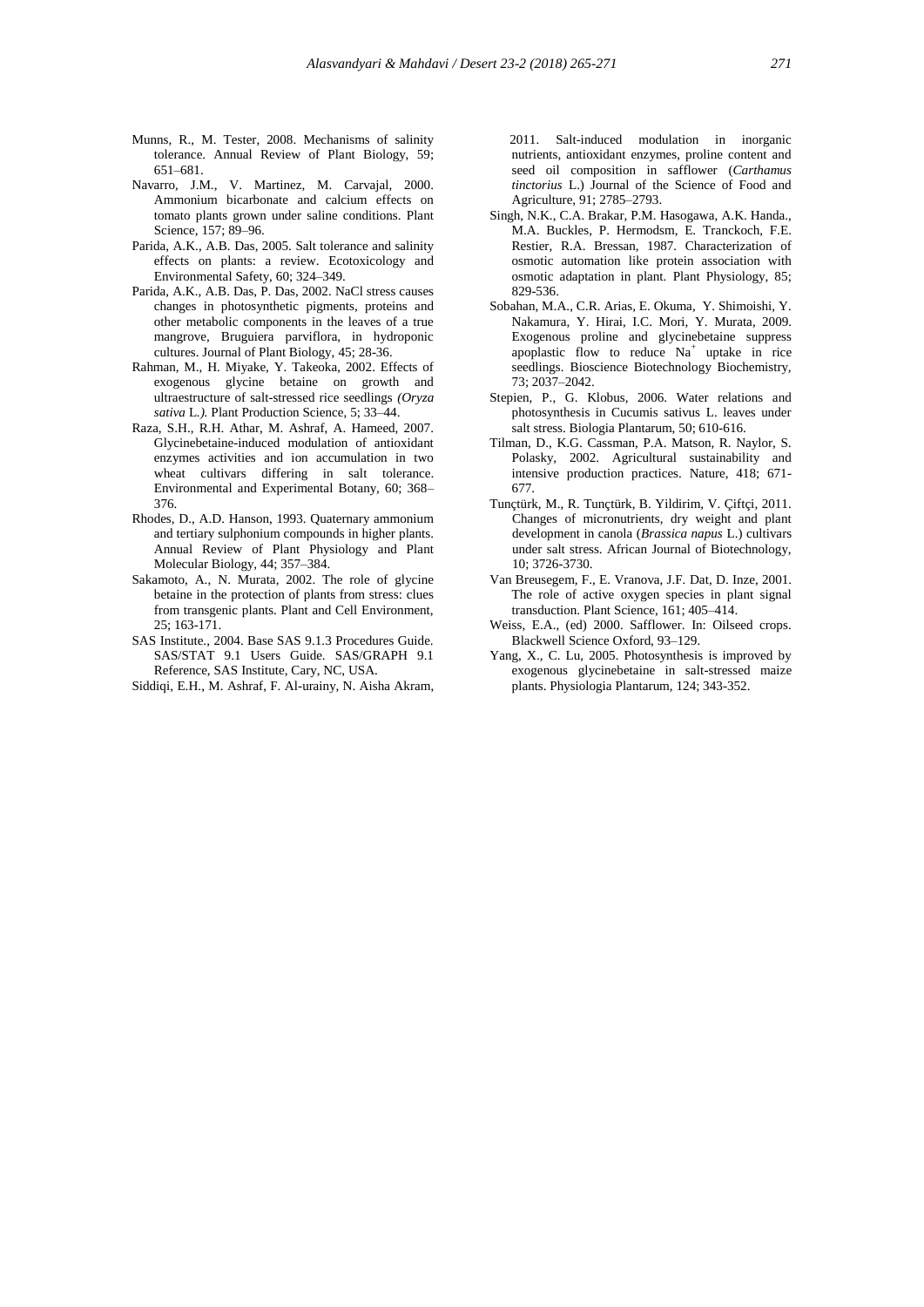Munns, R., M. Tester, 2008. Mechanisms of salinity tolerance. Annual Review of Plant Biology, 59; 651–681.

Navarro, J.M., V. Martinez, M. Carvajal, 2000. Ammonium bicarbonate and calcium effects on tomato plants grown under saline conditions. Plant Science, 157; 89–96.

Parida, A.K., A.B. Das, 2005. Salt tolerance and salinity effects on plants: a review. Ecotoxicology and Environmental Safety, 60; 324–349.

Parida, A.K., A.B. Das, P. Das, 2002. NaCl stress causes changes in photosynthetic pigments, proteins and other metabolic components in the leaves of a true mangrove, Bruguiera parviflora, in hydroponic cultures. Journal of Plant Biology, 45; 28-36.

Rahman, M., H. Miyake, Y. Takeoka, 2002. Effects of exogenous glycine betaine on growth and ultraestructure of salt-stressed rice seedlings *(Oryza sativa* L.*).* Plant Production Science, 5; 33–44.

Raza, S.H., R.H. Athar, M. Ashraf, A. Hameed, 2007. Glycinebetaine-induced modulation of antioxidant enzymes activities and ion accumulation in two wheat cultivars differing in salt tolerance. Environmental and Experimental Botany, 60; 368–376.

Rhodes, D., A.D. Hanson, 1993. Quaternary ammonium and tertiary sulphonium compounds in higher plants. Annual Review of Plant Physiology and Plant Molecular Biology, 44; 357–384.

Sakamoto, A., N. Murata, 2002. The role of glycine betaine in the protection of plants from stress: clues from transgenic plants. Plant and Cell Environment, 25; 163-171.

SAS Institute., 2004. Base SAS 9.1.3 Procedures Guide. SAS/STAT 9.1 Users Guide. SAS/GRAPH 9.1 Reference, SAS Institute, Cary, NC, USA.

Siddiqi, E.H., M. Ashraf, F. Al-urainy, N. Aisha Akram, 2011. Salt-induced modulation in inorganic nutrients, antioxidant enzymes, proline content and seed oil composition in safflower (*Carthamus tinctorius* L.) Journal of the Science of Food and Agriculture, 91; 2785–2793.

Singh, N.K., C.A. Brakar, P.M. Hasogawa, A.K. Handa., M.A. Buckles, P. Hermodsm, E. Tranckoch, F.E. Restier, R.A. Bressan, 1987. Characterization of osmotic automation like protein association with osmotic adaptation in plant. Plant Physiology, 85; 829-536.

Sobahan, M.A., C.R. Arias, E. Okuma, Y. Shimoishi, Y. Nakamura, Y. Hirai, I.C. Mori, Y. Murata, 2009. Exogenous proline and glycinebetaine suppress apoplastic flow to reduce $Na^+$ uptake in rice seedlings. Bioscience Biotechnology Biochemistry, 73; 2037–2042.

Stepien, P., G. Klobus, 2006. Water relations and photosynthesis in Cucumis sativus L. leaves under salt stress. Biologia Plantarum, 50; 610-616.

Tilman, D., K.G. Cassman, P.A. Matson, R. Naylor, S. Polasky, 2002. Agricultural sustainability and intensive production practices. Nature, 418; 671-677.

Tunçtürk, M., R. Tunçtürk, B. Yildirim, V. Çiftçi, 2011. Changes of micronutrients, dry weight and plant development in canola (*Brassica napus* L.) cultivars under salt stress. African Journal of Biotechnology, 10; 3726-3730.

Van Breusegem, F., E. Vranova, J.F. Dat, D. Inze, 2001. The role of active oxygen species in plant signal transduction. Plant Science, 161; 405–414.

Weiss, E.A., (ed) 2000. Safflower. In: Oilseed crops. Blackwell Science Oxford, 93–129.

Yang, X., C. Lu, 2005. Photosynthesis is improved by exogenous glycinebetaine in salt-stressed maize plants. Physiologia Plantarum, 124; 343-352.